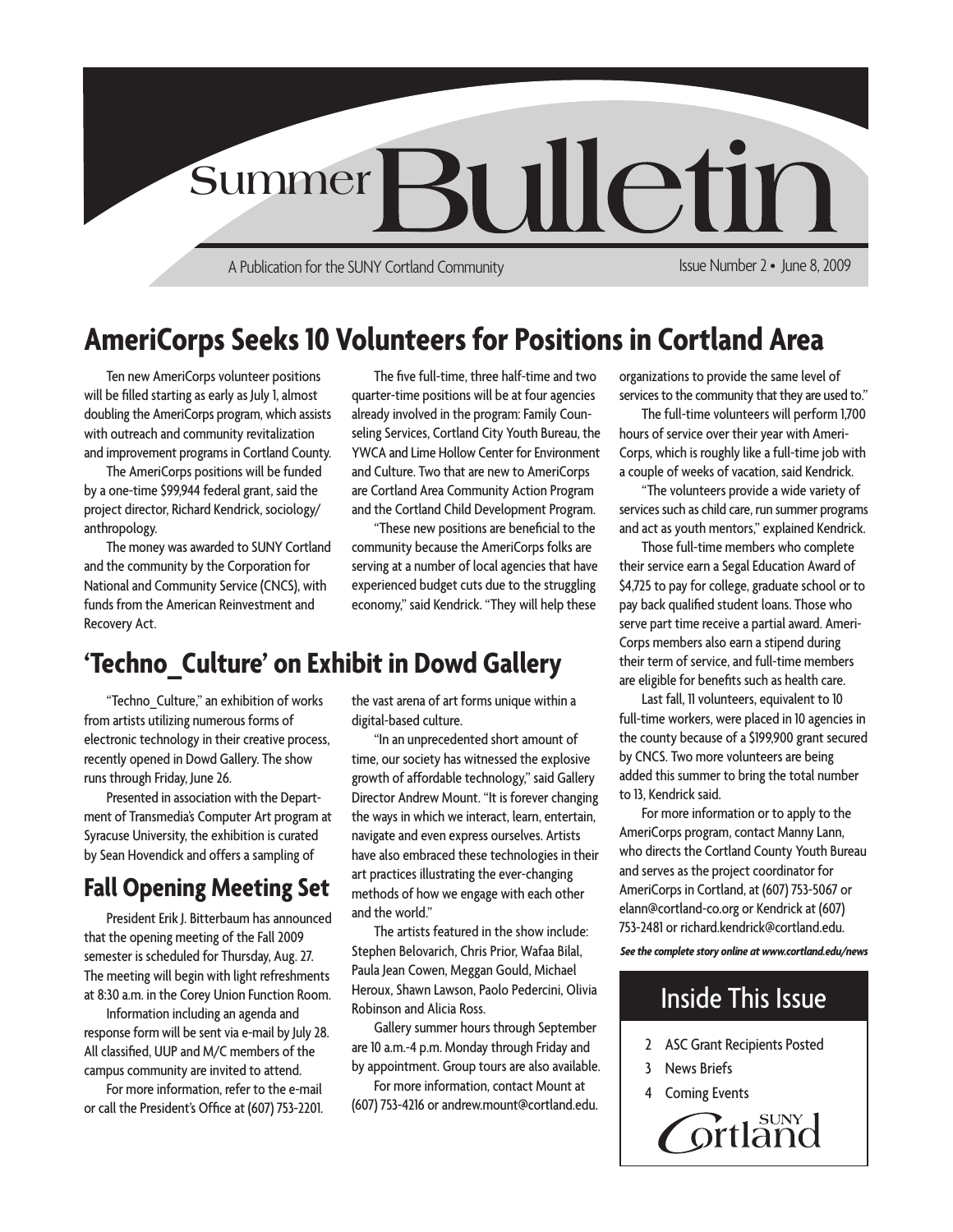# Summer Bulletin

A Publication for the SUNY Cortland Community

Issue Number 2 • June 8, 2009

## AmeriCorps Seeks 10 Volunteers for Positions in Cortland Area

Ten new AmeriCorps volunteer positions will be filled starting as early as July 1, almost doubling the AmeriCorps program, which assists with outreach and community revitalization and improvement programs in Cortland County.

The AmeriCorps positions will be funded by a one-time $99,944 federal grant, said the project director, Richard Kendrick, sociology/anthropology.

The money was awarded to SUNY Cortland and the community by the Corporation for National and Community Service (CNCS), with funds from the American Reinvestment and Recovery Act.

The five full-time, three half-time and two quarter-time positions will be at four agencies already involved in the program: Family Counseling Services, Cortland City Youth Bureau, the YWCA and Lime Hollow Center for Environment and Culture. Two that are new to AmeriCorps are Cortland Area Community Action Program and the Cortland Child Development Program.

"These new positions are beneficial to the community because the AmeriCorps folks are serving at a number of local agencies that have experienced budget cuts due to the struggling economy," said Kendrick. "They will help these organizations to provide the same level of services to the community that they are used to."

The full-time volunteers will perform 1,700 hours of service over their year with AmeriCorps, which is roughly like a full-time job with a couple of weeks of vacation, said Kendrick.

"The volunteers provide a wide variety of services such as child care, run summer programs and act as youth mentors," explained Kendrick.

Those full-time members who complete their service earn a Segal Education Award of $4,725 to pay for college, graduate school or to pay back qualified student loans. Those who serve part time receive a partial award. AmeriCorps members also earn a stipend during their term of service, and full-time members are eligible for benefits such as health care.

Last fall, 11 volunteers, equivalent to 10 full-time workers, were placed in 10 agencies in the county because of a $199,900 grant secured by CNCS. Two more volunteers are being added this summer to bring the total number to 13, Kendrick said.

For more information or to apply to the AmeriCorps program, contact Manny Lann, who directs the Cortland County Youth Bureau and serves as the project coordinator for AmeriCorps in Cortland, at (607) 753-5067 or elann@cortland-co.org or Kendrick at (607) 753-2481 or richard.kendrick@cortland.edu.

***See the complete story online at www.cortland.edu/news***

## 'Techno_Culture' on Exhibit in Dowd Gallery

"Techno_Culture," an exhibition of works from artists utilizing numerous forms of electronic technology in their creative process, recently opened in Dowd Gallery. The show runs through Friday, June 26.

Presented in association with the Department of Transmedia's Computer Art program at Syracuse University, the exhibition is curated by Sean Hovendick and offers a sampling of the vast arena of art forms unique within a digital-based culture.

"In an unprecedented short amount of time, our society has witnessed the explosive growth of affordable technology," said Gallery Director Andrew Mount. "It is forever changing the ways in which we interact, learn, entertain, navigate and even express ourselves. Artists have also embraced these technologies in their art practices illustrating the ever-changing methods of how we engage with each other and the world."

The artists featured in the show include: Stephen Belovarich, Chris Prior, Wafaa Bilal, Paula Jean Cowen, Meggan Gould, Michael Heroux, Shawn Lawson, Paolo Pedercini, Olivia Robinson and Alicia Ross.

Gallery summer hours through September are 10 a.m.-4 p.m. Monday through Friday and by appointment. Group tours are also available.

For more information, contact Mount at (607) 753-4216 or andrew.mount@cortland.edu.

## Fall Opening Meeting Set

President Erik J. Bitterbaum has announced that the opening meeting of the Fall 2009 semester is scheduled for Thursday, Aug. 27. The meeting will begin with light refreshments at 8:30 a.m. in the Corey Union Function Room.

Information including an agenda and response form will be sent via e-mail by July 28. All classified, UUP and M/C members of the campus community are invited to attend.

For more information, refer to the e-mail or call the President's Office at (607) 753-2201.

## Inside This Issue

- 2 ASC Grant Recipients Posted
- 3 News Briefs
- 4 Coming Events

SUNY Cortland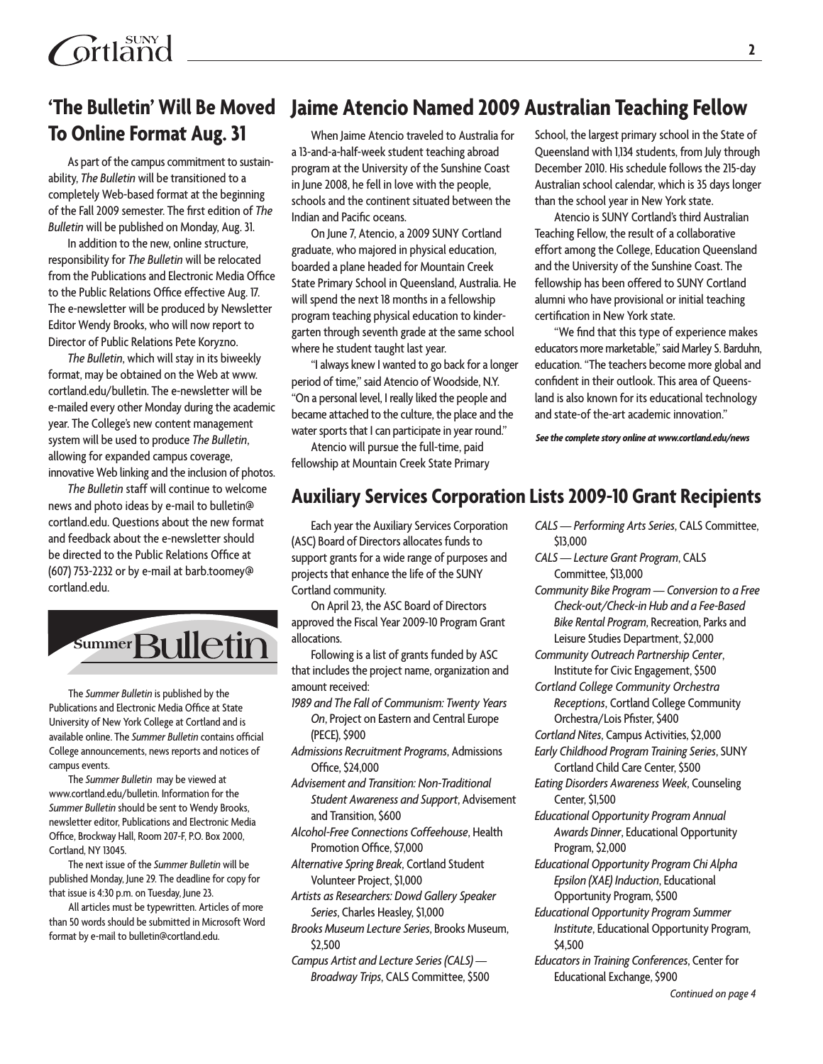## 'The Bulletin' Will Be Moved To Online Format Aug. 31

As part of the campus commitment to sustainability, *The Bulletin* will be transitioned to a completely Web-based format at the beginning of the Fall 2009 semester. The first edition of *The Bulletin* will be published on Monday, Aug. 31.

In addition to the new, online structure, responsibility for *The Bulletin* will be relocated from the Publications and Electronic Media Office to the Public Relations Office effective Aug. 17. The e-newsletter will be produced by Newsletter Editor Wendy Brooks, who will now report to Director of Public Relations Pete Koryzno.

*The Bulletin*, which will stay in its biweekly format, may be obtained on the Web at www.cortland.edu/bulletin. The e-newsletter will be e-mailed every other Monday during the academic year. The College's new content management system will be used to produce *The Bulletin*, allowing for expanded campus coverage, innovative Web linking and the inclusion of photos.

*The Bulletin* staff will continue to welcome news and photo ideas by e-mail to bulletin@cortland.edu. Questions about the new format and feedback about the e-newsletter should be directed to the Public Relations Office at (607) 753-2232 or by e-mail at barb.toomey@cortland.edu.

## Summer Bulletin

The *Summer Bulletin* is published by the Publications and Electronic Media Office at State University of New York College at Cortland and is available online. The *Summer Bulletin* contains official College announcements, news reports and notices of campus events.

The *Summer Bulletin* may be viewed at www.cortland.edu/bulletin. Information for the *Summer Bulletin* should be sent to Wendy Brooks, newsletter editor, Publications and Electronic Media Office, Brockway Hall, Room 207-F, P.O. Box 2000, Cortland, NY 13045.

The next issue of the *Summer Bulletin* will be published Monday, June 29. The deadline for copy for that issue is 4:30 p.m. on Tuesday, June 23.

All articles must be typewritten. Articles of more than 50 words should be submitted in Microsoft Word format by e-mail to bulletin@cortland.edu.

## Jaime Atencio Named 2009 Australian Teaching Fellow

When Jaime Atencio traveled to Australia for a 13-and-a-half-week student teaching abroad program at the University of the Sunshine Coast in June 2008, he fell in love with the people, schools and the continent situated between the Indian and Pacific oceans.

On June 7, Atencio, a 2009 SUNY Cortland graduate, who majored in physical education, boarded a plane headed for Mountain Creek State Primary School in Queensland, Australia. He will spend the next 18 months in a fellowship program teaching physical education to kindergarten through seventh grade at the same school where he student taught last year.

"I always knew I wanted to go back for a longer period of time," said Atencio of Woodside, N.Y. "On a personal level, I really liked the people and became attached to the culture, the place and the water sports that I can participate in year round."

Atencio will pursue the full-time, paid fellowship at Mountain Creek State Primary School, the largest primary school in the State of Queensland with 1,134 students, from July through December 2010. His schedule follows the 215-day Australian school calendar, which is 35 days longer than the school year in New York state.

Atencio is SUNY Cortland's third Australian Teaching Fellow, the result of a collaborative effort among the College, Education Queensland and the University of the Sunshine Coast. The fellowship has been offered to SUNY Cortland alumni who have provisional or initial teaching certification in New York state.

"We find that this type of experience makes educators more marketable," said Marley S. Barduhn, education. "The teachers become more global and confident in their outlook. This area of Queensland is also known for its educational technology and state-of-the-art academic innovation."

***See the complete story online at www.cortland.edu/news***

## Auxiliary Services Corporation Lists 2009-10 Grant Recipients

Each year the Auxiliary Services Corporation (ASC) Board of Directors allocates funds to support grants for a wide range of purposes and projects that enhance the life of the SUNY Cortland community.

On April 23, the ASC Board of Directors approved the Fiscal Year 2009-10 Program Grant allocations.

Following is a list of grants funded by ASC that includes the project name, organization and amount received:

*1989 and The Fall of Communism: Twenty Years On*, Project on Eastern and Central Europe (PECE), $900

*Admissions Recruitment Programs*, Admissions Office, $24,000

*Advisement and Transition: Non-Traditional Student Awareness and Support*, Advisement and Transition, $600

*Alcohol-Free Connections Coffeehouse*, Health Promotion Office, $7,000

*Alternative Spring Break*, Cortland Student Volunteer Project, $1,000

*Artists as Researchers: Dowd Gallery Speaker Series*, Charles Heasley, $1,000

*Brooks Museum Lecture Series*, Brooks Museum, $2,500

*Campus Artist and Lecture Series (CALS) — Broadway Trips*, CALS Committee, $500

*CALS — Performing Arts Series*, CALS Committee, $13,000

*CALS — Lecture Grant Program*, CALS Committee, $13,000

*Community Bike Program — Conversion to a Free Check-out/Check-in Hub and a Fee-Based Bike Rental Program*, Recreation, Parks and Leisure Studies Department, $2,000

*Community Outreach Partnership Center*, Institute for Civic Engagement, $500

*Cortland College Community Orchestra Receptions*, Cortland College Community Orchestra/Lois Pfister, $400

*Cortland Nites*, Campus Activities, $2,000

*Early Childhood Program Training Series*, SUNY Cortland Child Care Center, $500

*Eating Disorders Awareness Week*, Counseling Center, $1,500

*Educational Opportunity Program Annual Awards Dinner*, Educational Opportunity Program, $2,000

*Educational Opportunity Program Chi Alpha Epsilon (XAE) Induction*, Educational Opportunity Program, $500

*Educational Opportunity Program Summer Institute*, Educational Opportunity Program, $4,500

*Educators in Training Conferences*, Center for Educational Exchange, $900

*Continued on page 4*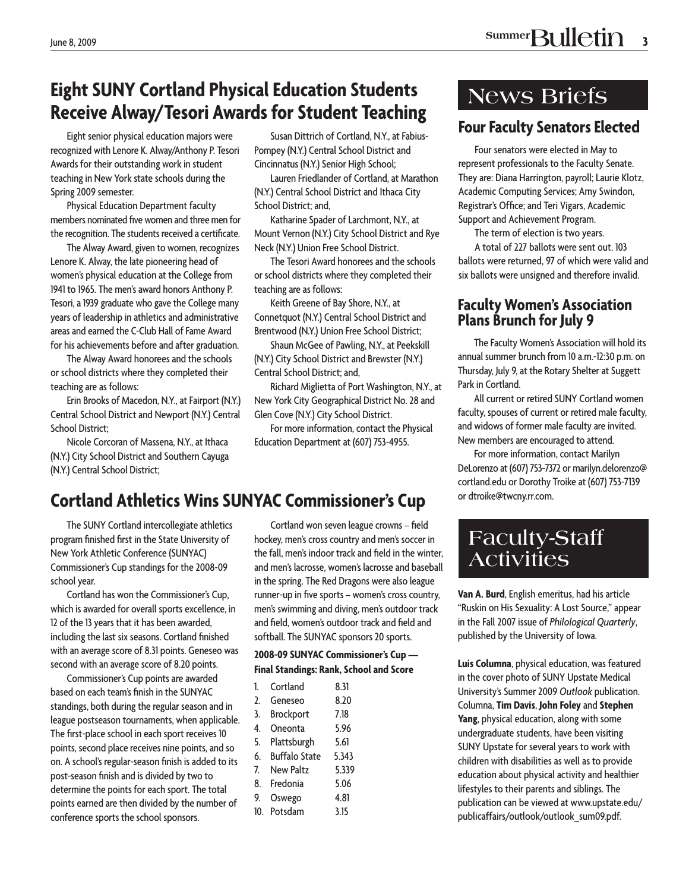## Eight SUNY Cortland Physical Education Students Receive Alway/Tesori Awards for Student Teaching

Eight senior physical education majors were recognized with Lenore K. Alway/Anthony P. Tesori Awards for their outstanding work in student teaching in New York state schools during the Spring 2009 semester.

Physical Education Department faculty members nominated five women and three men for the recognition. The students received a certificate.

The Alway Award, given to women, recognizes Lenore K. Alway, the late pioneering head of women's physical education at the College from 1941 to 1965. The men's award honors Anthony P. Tesori, a 1939 graduate who gave the College many years of leadership in athletics and administrative areas and earned the C-Club Hall of Fame Award for his achievements before and after graduation.

The Alway Award honorees and the schools or school districts where they completed their teaching are as follows:

Erin Brooks of Macedon, N.Y., at Fairport (N.Y.) Central School District and Newport (N.Y.) Central School District;

Nicole Corcoran of Massena, N.Y., at Ithaca (N.Y.) City School District and Southern Cayuga (N.Y.) Central School District;

Susan Dittrich of Cortland, N.Y., at Fabius-Pompey (N.Y.) Central School District and Cincinnatus (N.Y.) Senior High School;

Lauren Friedlander of Cortland, at Marathon (N.Y.) Central School District and Ithaca City School District; and,

Katharine Spader of Larchmont, N.Y., at Mount Vernon (N.Y.) City School District and Rye Neck (N.Y.) Union Free School District.

The Tesori Award honorees and the schools or school districts where they completed their teaching are as follows:

Keith Greene of Bay Shore, N.Y., at Connetquot (N.Y.) Central School District and Brentwood (N.Y.) Union Free School District;

Shaun McGee of Pawling, N.Y., at Peekskill (N.Y.) City School District and Brewster (N.Y.) Central School District; and,

Richard Miglietta of Port Washington, N.Y., at New York City Geographical District No. 28 and Glen Cove (N.Y.) City School District.

For more information, contact the Physical Education Department at (607) 753-4955.

## Cortland Athletics Wins SUNYAC Commissioner's Cup

The SUNY Cortland intercollegiate athletics program finished first in the State University of New York Athletic Conference (SUNYAC) Commissioner's Cup standings for the 2008-09 school year.

Cortland has won the Commissioner's Cup, which is awarded for overall sports excellence, in 12 of the 13 years that it has been awarded, including the last six seasons. Cortland finished with an average score of 8.31 points. Geneseo was second with an average score of 8.20 points.

Commissioner's Cup points are awarded based on each team's finish in the SUNYAC standings, both during the regular season and in league postseason tournaments, when applicable. The first-place school in each sport receives 10 points, second place receives nine points, and so on. A school's regular-season finish is added to its post-season finish and is divided by two to determine the points for each sport. The total points earned are then divided by the number of conference sports the school sponsors.

Cortland won seven league crowns – field hockey, men's cross country and men's soccer in the fall, men's indoor track and field in the winter, and men's lacrosse, women's lacrosse and baseball in the spring. The Red Dragons were also league runner-up in five sports – women's cross country, men's swimming and diving, men's outdoor track and field, women's outdoor track and field and softball. The SUNYAC sponsors 20 sports.

**2008-09 SUNYAC Commissioner's Cup — Final Standings: Rank, School and Score**

| Rank | School | Score |
|---|---|---|
| 1. | Cortland | 8.31 |
| 2. | Geneseo | 8.20 |
| 3. | Brockport | 7.18 |
| 4. | Oneonta | 5.96 |
| 5. | Plattsburgh | 5.61 |
| 6. | Buffalo State | 5.343 |
| 7. | New Paltz | 5.339 |
| 8. | Fredonia | 5.06 |
| 9. | Oswego | 4.81 |
| 10. | Potsdam | 3.15 |

# News Briefs

## Four Faculty Senators Elected

Four senators were elected in May to represent professionals to the Faculty Senate. They are: Diana Harrington, payroll; Laurie Klotz, Academic Computing Services; Amy Swindon, Registrar's Office; and Teri Vigars, Academic Support and Achievement Program.

The term of election is two years.

A total of 227 ballots were sent out. 103 ballots were returned, 97 of which were valid and six ballots were unsigned and therefore invalid.

## Faculty Women's Association Plans Brunch for July 9

The Faculty Women's Association will hold its annual summer brunch from 10 a.m.-12:30 p.m. on Thursday, July 9, at the Rotary Shelter at Suggett Park in Cortland.

All current or retired SUNY Cortland women faculty, spouses of current or retired male faculty, and widows of former male faculty are invited. New members are encouraged to attend.

For more information, contact Marilyn DeLorenzo at (607) 753-7372 or marilyn.delorenzo@cortland.edu or Dorothy Troike at (607) 753-7139 or dtroike@twcny.rr.com.

# Faculty-Staff Activities

**Van A. Burd**, English emeritus, had his article "Ruskin on His Sexuality: A Lost Source," appear in the Fall 2007 issue of *Philological Quarterly*, published by the University of Iowa.

**Luis Columna**, physical education, was featured in the cover photo of SUNY Upstate Medical University's Summer 2009 *Outlook* publication. Columna, **Tim Davis**, **John Foley** and **Stephen Yang**, physical education, along with some undergraduate students, have been visiting SUNY Upstate for several years to work with children with disabilities as well as to provide education about physical activity and healthier lifestyles to their parents and siblings. The publication can be viewed at www.upstate.edu/publicaffairs/outlook/outlook_sum09.pdf.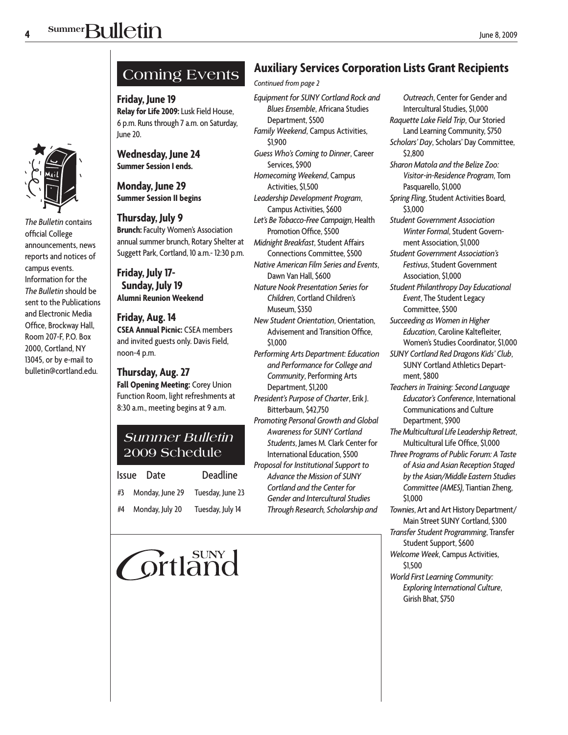The Bulletin contains official College announcements, news reports and notices of campus events. Information for the *The Bulletin* should be sent to the Publications and Electronic Media Office, Brockway Hall, Room 207-F, P.O. Box 2000, Cortland, NY 13045, or by e-mail to bulletin@cortland.edu.

## Coming Events

**Friday, June 19**
**Relay for Life 2009:** Lusk Field House, 6 p.m. Runs through 7 a.m. on Saturday, June 20.

**Wednesday, June 24**
**Summer Session I ends.**

**Monday, June 29**
**Summer Session II begins**

**Thursday, July 9**
**Brunch:** Faculty Women's Association annual summer brunch, Rotary Shelter at Suggett Park, Cortland, 10 a.m.- 12:30 p.m.

**Friday, July 17- Sunday, July 19**
**Alumni Reunion Weekend**

**Friday, Aug. 14**
**CSEA Annual Picnic:** CSEA members and invited guests only. Davis Field, noon-4 p.m.

**Thursday, Aug. 27**
**Fall Opening Meeting:** Corey Union Function Room, light refreshments at 8:30 a.m., meeting begins at 9 a.m.

## *Summer Bulletin* 2009 Schedule

| Issue | Date | Deadline |
|---|---|---|
| #3 | Monday, June 29 | Tuesday, June 23 |
| #4 | Monday, July 20 | Tuesday, July 14 |

SUNY Cortland

## Auxiliary Services Corporation Lists Grant Recipients

*Continued from page 2*

*Equipment for SUNY Cortland Rock and Blues Ensemble*, Africana Studies Department, $500
*Family Weekend*, Campus Activities, $1,900
*Guess Who's Coming to Dinner*, Career Services, $900
*Homecoming Weekend*, Campus Activities, $1,500
*Leadership Development Program*, Campus Activities, $600
*Let's Be Tobacco-Free Campaign*, Health Promotion Office, $500
*Midnight Breakfast*, Student Affairs Connections Committee, $500
*Native American Film Series and Events*, Dawn Van Hall, $600
*Nature Nook Presentation Series for Children*, Cortland Children's Museum, $350
*New Student Orientation*, Orientation, Advisement and Transition Office, $1,000
*Performing Arts Department: Education and Performance for College and Community*, Performing Arts Department, $1,200
*President's Purpose of Charter*, Erik J. Bitterbaum, $42,750
*Promoting Personal Growth and Global Awareness for SUNY Cortland Students*, James M. Clark Center for International Education, $500
*Proposal for Institutional Support to Advance the Mission of SUNY Cortland and the Center for Gender and Intercultural Studies Through Research, Scholarship and Outreach*, Center for Gender and Intercultural Studies, $1,000
*Raquette Lake Field Trip*, Our Storied Land Learning Community, $750
*Scholars' Day*, Scholars' Day Committee, $2,800
*Sharon Matola and the Belize Zoo: Visitor-in-Residence Program*, Tom Pasquarello, $1,000
*Spring Fling*, Student Activities Board, $3,000
*Student Government Association Winter Formal*, Student Government Association, $1,000
*Student Government Association's Festivus*, Student Government Association, $1,000
*Student Philanthropy Day Educational Event*, The Student Legacy Committee, $500
*Succeeding as Women in Higher Education*, Caroline Kaltefleiter, Women's Studies Coordinator, $1,000
*SUNY Cortland Red Dragons Kids' Club*, SUNY Cortland Athletics Department, $800
*Teachers in Training: Second Language Educator's Conference*, International Communications and Culture Department, $900
*The Multicultural Life Leadership Retreat*, Multicultural Life Office, $1,000
*Three Programs of Public Forum: A Taste of Asia and Asian Reception Staged by the Asian/Middle Eastern Studies Committee (AMES)*, Tiantian Zheng, $1,000
*Townies*, Art and Art History Department/ Main Street SUNY Cortland, $300
*Transfer Student Programming*, Transfer Student Support, $600
*Welcome Week*, Campus Activities, $1,500
*World First Learning Community: Exploring International Culture*, Girish Bhat, $750